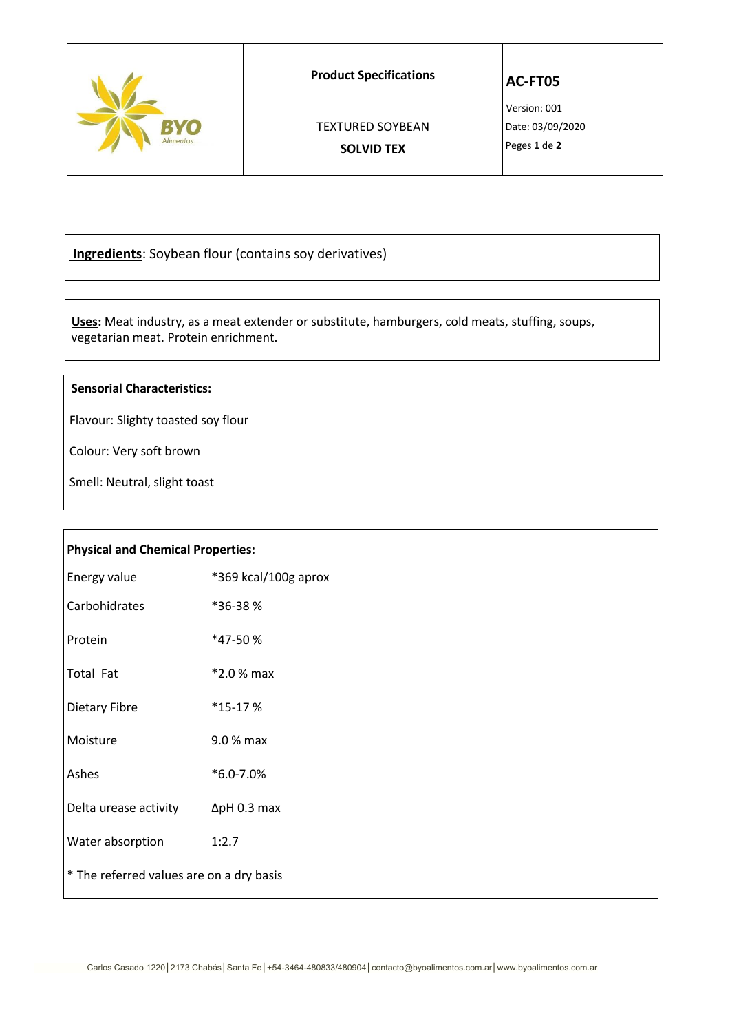| BYO Alimentos | Product Specifications | AC-FT05 |
|---|---|---|
| | TEXTURED SOYBEAN **SOLVID TEX** | Version: 001 Date: 03/09/2020 Peges **1** de **2** |

**Ingredients**: Soybean flour (contains soy derivatives)

**Uses:** Meat industry, as a meat extender or substitute, hamburgers, cold meats, stuffing, soups, vegetarian meat. Protein enrichment.

**Sensorial Characteristics:**

Flavour: Slighty toasted soy flour

Colour: Very soft brown

Smell: Neutral, slight toast

**Physical and Chemical Properties:**

| | |
|---|---|
| Energy value | *369 kcal/100g aprox |
| Carbohidrates | *36-38 % |
| Protein | *47-50 % |
| Total Fat | *2.0 % max |
| Dietary Fibre | *15-17 % |
| Moisture | 9.0 % max |
| Ashes | *6.0-7.0% |
| Delta urease activity | ΔpH 0.3 max |
| Water absorption | 1:2.7 |

* The referred values are on a dry basis

Carlos Casado 1220│2173 Chabás│Santa Fe│+54-3464-480833/480904│contacto@byoalimentos.com.ar│www.byoalimentos.com.ar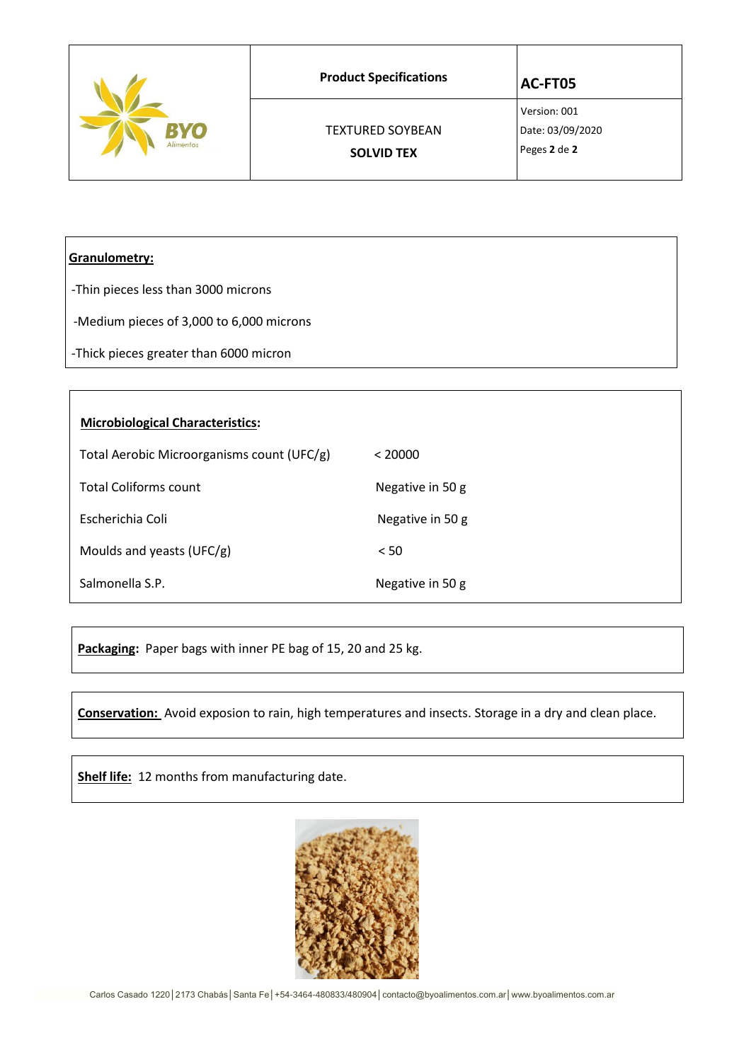| | Product Specifications | AC-FT05 |
|---|---|---|
| BYO Alimentos | TEXTURED SOYBEAN<br>**SOLVID TEX** | Version: 001<br>Date: 03/09/2020<br>Peges **2** de **2** |

**Granulometry:**

-Thin pieces less than 3000 microns

-Medium pieces of 3,000 to 6,000 microns

-Thick pieces greater than 6000 micron

**Microbiological Characteristics:**

| | |
|---|---|
| Total Aerobic Microorganisms count (UFC/g) | < 20000 |
| Total Coliforms count | Negative in 50 g |
| Escherichia Coli | Negative in 50 g |
| Moulds and yeasts (UFC/g) | < 50 |
| Salmonella S.P. | Negative in 50 g |

**Packaging:** Paper bags with inner PE bag of 15, 20 and 25 kg.

**Conservation:** Avoid exposion to rain, high temperatures and insects. Storage in a dry and clean place.

**Shelf life:** 12 months from manufacturing date.

Carlos Casado 1220│2173 Chabás│Santa Fe│+54-3464-480833/480904│contacto@byoalimentos.com.ar│www.byoalimentos.com.ar